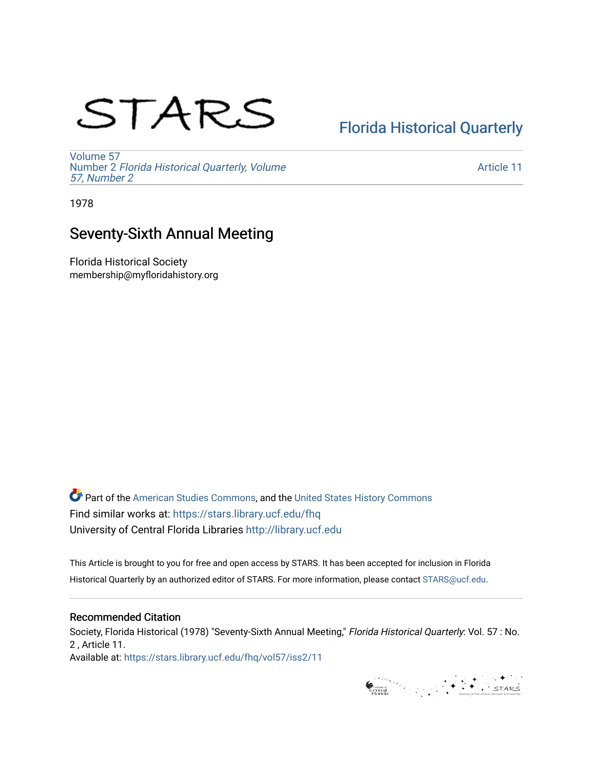STARS

Florida Historical Quarterly

Volume 57
Number 2 *Florida Historical Quarterly, Volume 57, Number 2*

Article 11

1978

# Seventy-Sixth Annual Meeting

Florida Historical Society
membership@myfloridahistory.org

Part of the American Studies Commons, and the United States History Commons
Find similar works at: https://stars.library.ucf.edu/fhq
University of Central Florida Libraries http://library.ucf.edu

This Article is brought to you for free and open access by STARS. It has been accepted for inclusion in Florida Historical Quarterly by an authorized editor of STARS. For more information, please contact STARS@ucf.edu.

## Recommended Citation

Society, Florida Historical (1978) "Seventy-Sixth Annual Meeting," *Florida Historical Quarterly*: Vol. 57 : No. 2 , Article 11.
Available at: https://stars.library.ucf.edu/fhq/vol57/iss2/11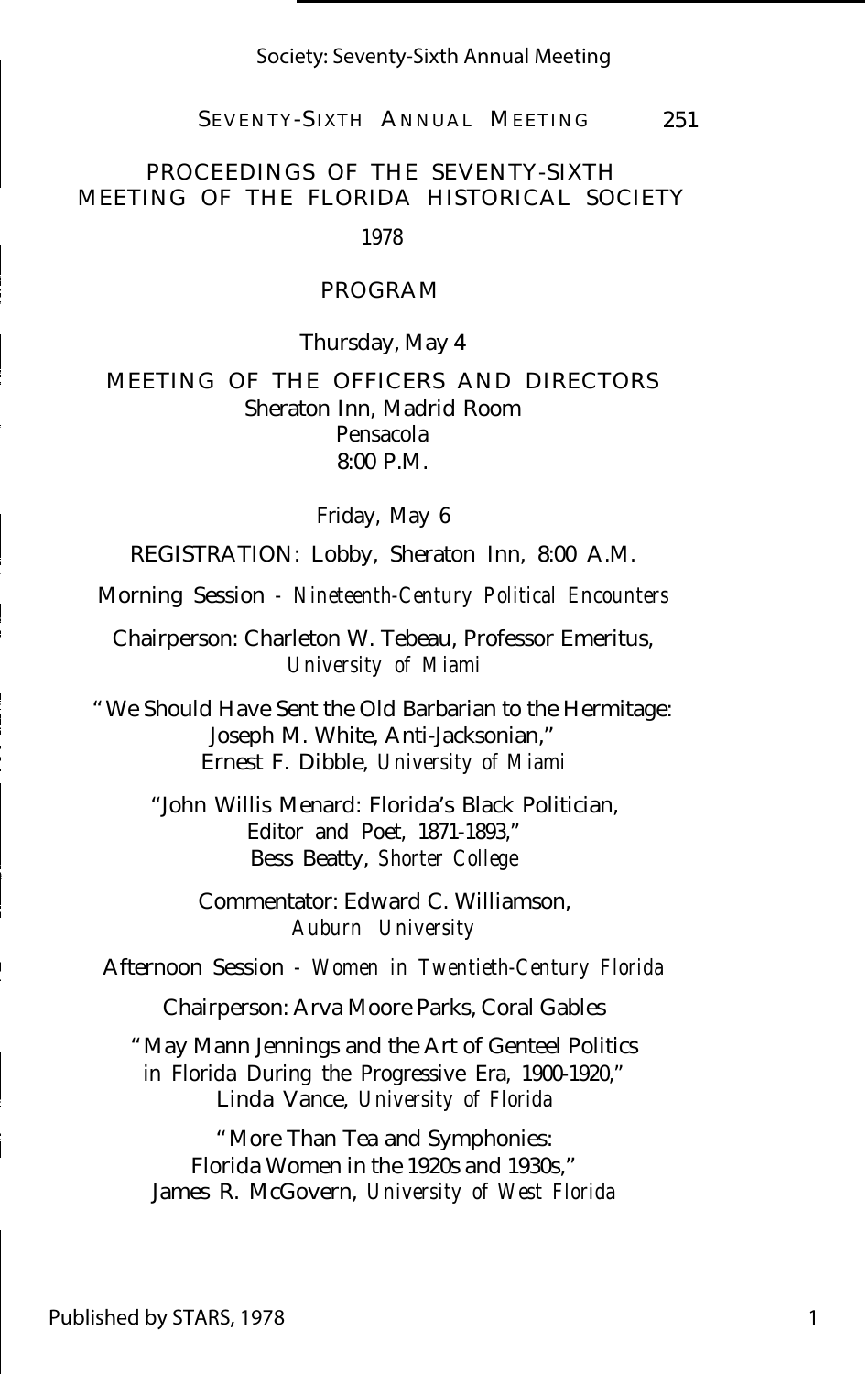# PROCEEDINGS OF THE SEVENTY-SIXTH MEETING OF THE FLORIDA HISTORICAL SOCIETY

1978

## PROGRAM

Thursday, May 4

### MEETING OF THE OFFICERS AND DIRECTORS

Sheraton Inn, Madrid Room
Pensacola
8:00 P.M.

Friday, May 6

REGISTRATION: Lobby, Sheraton Inn, 8:00 A.M.

Morning Session - *Nineteenth-Century Political Encounters*

Chairperson: Charleton W. Tebeau, Professor Emeritus, *University of Miami*

"We Should Have Sent the Old Barbarian to the Hermitage: Joseph M. White, Anti-Jacksonian,"
Ernest F. Dibble, *University of Miami*

"John Willis Menard: Florida's Black Politician, Editor and Poet, 1871-1893,"
Bess Beatty, *Shorter College*

Commentator: Edward C. Williamson, *Auburn University*

Afternoon Session - *Women in Twentieth-Century Florida*

Chairperson: Arva Moore Parks, Coral Gables

"May Mann Jennings and the Art of Genteel Politics in Florida During the Progressive Era, 1900-1920,"
Linda Vance, *University of Florida*

"More Than Tea and Symphonies: Florida Women in the 1920s and 1930s,"
James R. McGovern, *University of West Florida*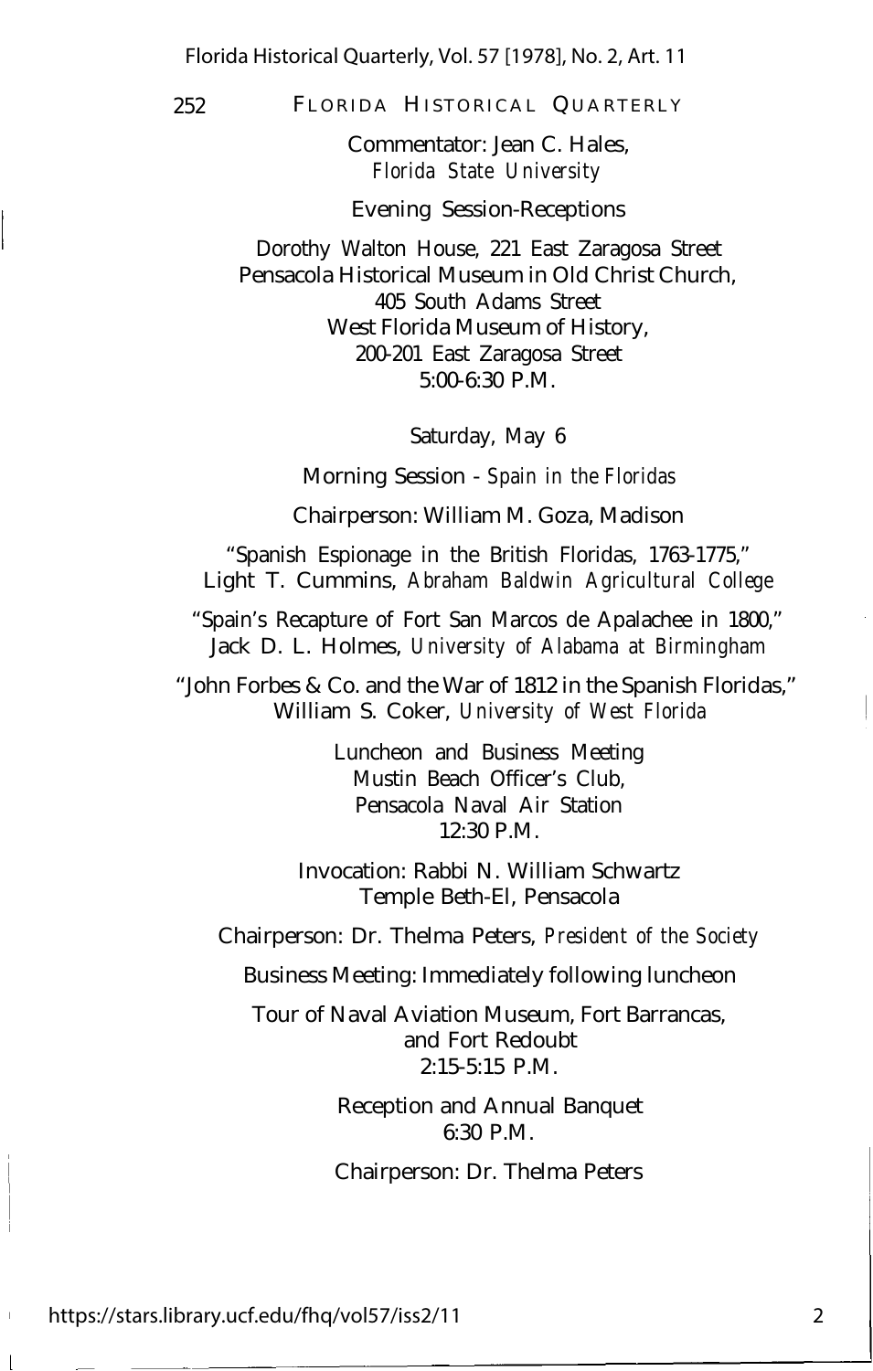Commentator: Jean C. Hales,
*Florida State University*

Evening Session-Receptions

Dorothy Walton House, 221 East Zaragosa Street
Pensacola Historical Museum in Old Christ Church,
405 South Adams Street
West Florida Museum of History,
200-201 East Zaragosa Street
5:00-6:30 P.M.

Saturday, May 6

Morning Session - *Spain in the Floridas*

Chairperson: William M. Goza, Madison

"Spanish Espionage in the British Floridas, 1763-1775,"
Light T. Cummins, *Abraham Baldwin Agricultural College*

"Spain's Recapture of Fort San Marcos de Apalachee in 1800,"
Jack D. L. Holmes, *University of Alabama at Birmingham*

"John Forbes & Co. and the War of 1812 in the Spanish Floridas,"
William S. Coker, *University of West Florida*

Luncheon and Business Meeting
Mustin Beach Officer's Club,
Pensacola Naval Air Station
12:30 P.M.

Invocation: Rabbi N. William Schwartz
Temple Beth-El, Pensacola

Chairperson: Dr. Thelma Peters, *President of the Society*

Business Meeting: Immediately following luncheon

Tour of Naval Aviation Museum, Fort Barrancas,
and Fort Redoubt
2:15-5:15 P.M.

Reception and Annual Banquet
6:30 P.M.

Chairperson: Dr. Thelma Peters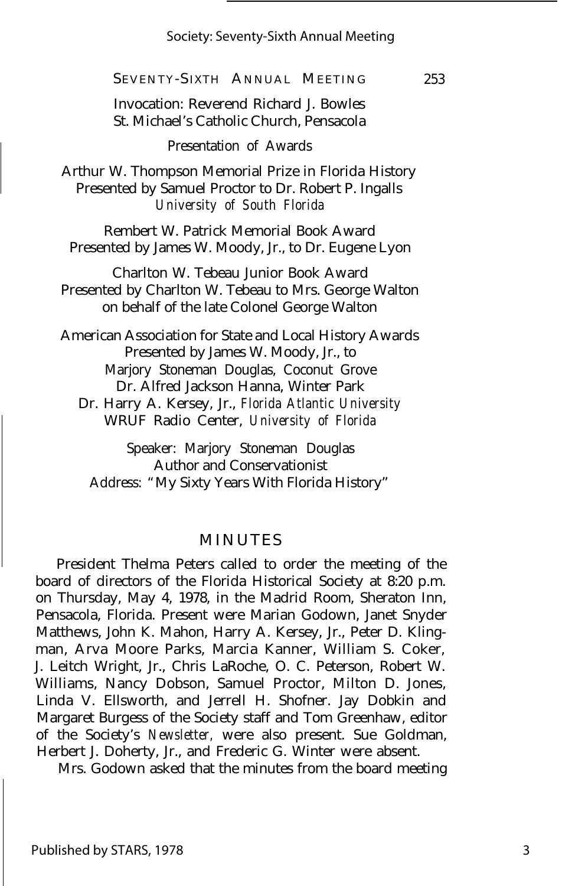Invocation: Reverend Richard J. Bowles
St. Michael's Catholic Church, Pensacola

Presentation of Awards

Arthur W. Thompson Memorial Prize in Florida History
Presented by Samuel Proctor to Dr. Robert P. Ingalls
*University of South Florida*

Rembert W. Patrick Memorial Book Award
Presented by James W. Moody, Jr., to Dr. Eugene Lyon

Charlton W. Tebeau Junior Book Award
Presented by Charlton W. Tebeau to Mrs. George Walton
on behalf of the late Colonel George Walton

American Association for State and Local History Awards
Presented by James W. Moody, Jr., to
Marjory Stoneman Douglas, Coconut Grove
Dr. Alfred Jackson Hanna, Winter Park
Dr. Harry A. Kersey, Jr., *Florida Atlantic University*
WRUF Radio Center, *University of Florida*

Speaker: Marjory Stoneman Douglas
Author and Conservationist
Address: "My Sixty Years With Florida History"

## MINUTES

President Thelma Peters called to order the meeting of the board of directors of the Florida Historical Society at 8:20 p.m. on Thursday, May 4, 1978, in the Madrid Room, Sheraton Inn, Pensacola, Florida. Present were Marian Godown, Janet Snyder Matthews, John K. Mahon, Harry A. Kersey, Jr., Peter D. Klingman, Arva Moore Parks, Marcia Kanner, William S. Coker, J. Leitch Wright, Jr., Chris LaRoche, O. C. Peterson, Robert W. Williams, Nancy Dobson, Samuel Proctor, Milton D. Jones, Linda V. Ellsworth, and Jerrell H. Shofner. Jay Dobkin and Margaret Burgess of the Society staff and Tom Greenhaw, editor of the Society's *Newsletter,* were also present. Sue Goldman, Herbert J. Doherty, Jr., and Frederic G. Winter were absent.

Mrs. Godown asked that the minutes from the board meeting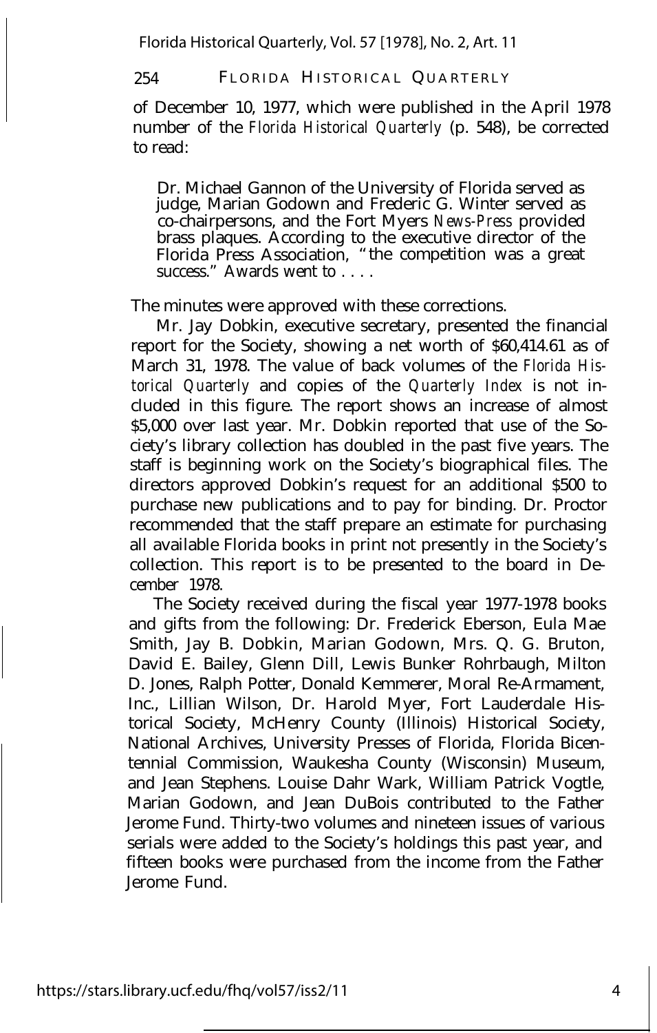of December 10, 1977, which were published in the April 1978 number of the *Florida Historical Quarterly* (p. 548), be corrected to read:

> Dr. Michael Gannon of the University of Florida served as judge, Marian Godown and Frederic G. Winter served as co-chairpersons, and the Fort Myers *News-Press* provided brass plaques. According to the executive director of the Florida Press Association, "the competition was a great success." Awards went to . . . .

The minutes were approved with these corrections.

Mr. Jay Dobkin, executive secretary, presented the financial report for the Society, showing a net worth of $60,414.61 as of March 31, 1978. The value of back volumes of the *Florida Historical Quarterly* and copies of the *Quarterly Index* is not included in this figure. The report shows an increase of almost $5,000 over last year. Mr. Dobkin reported that use of the Society's library collection has doubled in the past five years. The staff is beginning work on the Society's biographical files. The directors approved Dobkin's request for an additional $500 to purchase new publications and to pay for binding. Dr. Proctor recommended that the staff prepare an estimate for purchasing all available Florida books in print not presently in the Society's collection. This report is to be presented to the board in December 1978.

The Society received during the fiscal year 1977-1978 books and gifts from the following: Dr. Frederick Eberson, Eula Mae Smith, Jay B. Dobkin, Marian Godown, Mrs. Q. G. Bruton, David E. Bailey, Glenn Dill, Lewis Bunker Rohrbaugh, Milton D. Jones, Ralph Potter, Donald Kemmerer, Moral Re-Armament, Inc., Lillian Wilson, Dr. Harold Myer, Fort Lauderdale Historical Society, McHenry County (Illinois) Historical Society, National Archives, University Presses of Florida, Florida Bicentennial Commission, Waukesha County (Wisconsin) Museum, and Jean Stephens. Louise Dahr Wark, William Patrick Vogtle, Marian Godown, and Jean DuBois contributed to the Father Jerome Fund. Thirty-two volumes and nineteen issues of various serials were added to the Society's holdings this past year, and fifteen books were purchased from the income from the Father Jerome Fund.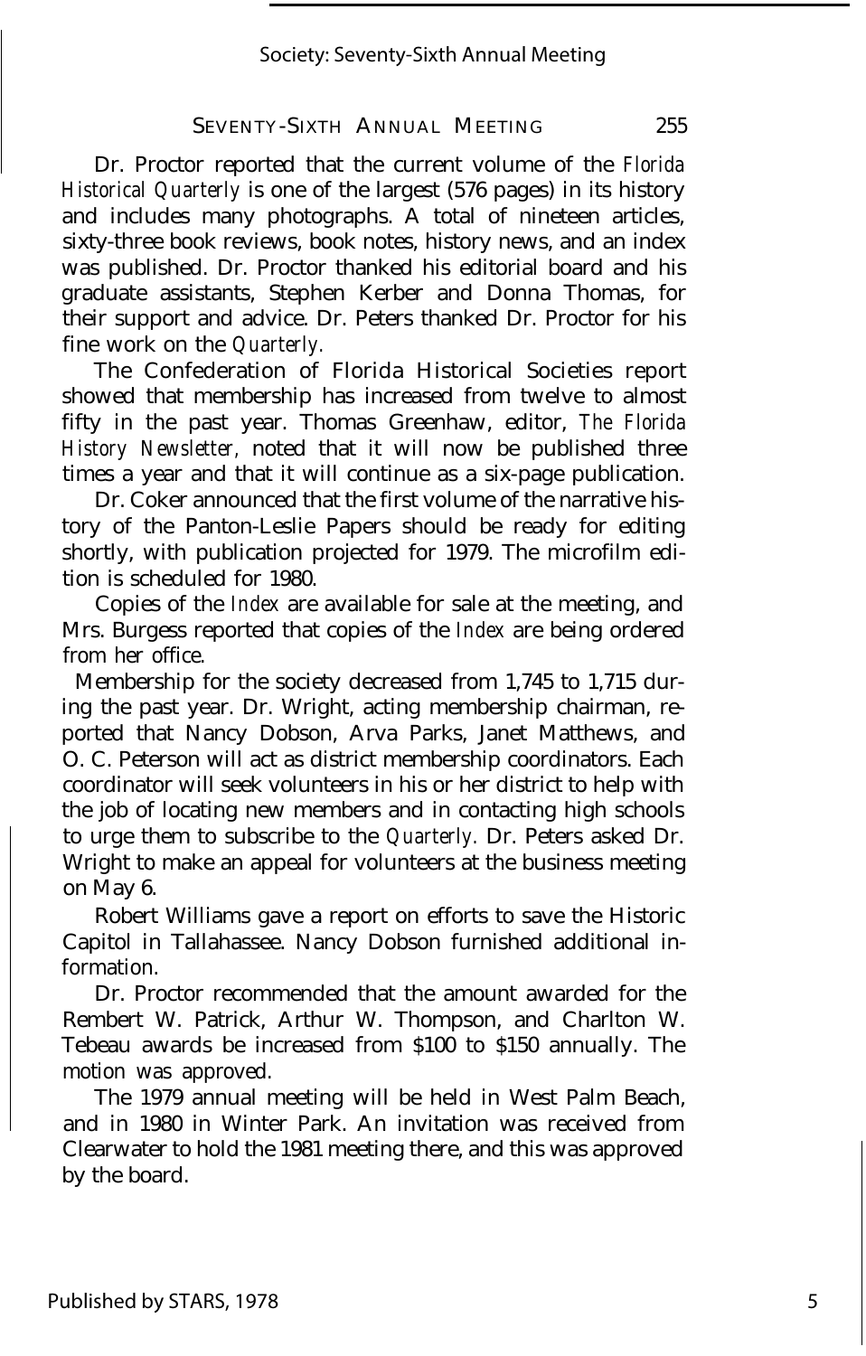Dr. Proctor reported that the current volume of the *Florida Historical Quarterly* is one of the largest (576 pages) in its history and includes many photographs. A total of nineteen articles, sixty-three book reviews, book notes, history news, and an index was published. Dr. Proctor thanked his editorial board and his graduate assistants, Stephen Kerber and Donna Thomas, for their support and advice. Dr. Peters thanked Dr. Proctor for his fine work on the *Quarterly.*

The Confederation of Florida Historical Societies report showed that membership has increased from twelve to almost fifty in the past year. Thomas Greenhaw, editor, *The Florida History Newsletter,* noted that it will now be published three times a year and that it will continue as a six-page publication.

Dr. Coker announced that the first volume of the narrative history of the Panton-Leslie Papers should be ready for editing shortly, with publication projected for 1979. The microfilm edition is scheduled for 1980.

Copies of the *Index* are available for sale at the meeting, and Mrs. Burgess reported that copies of the *Index* are being ordered from her office.

Membership for the society decreased from 1,745 to 1,715 during the past year. Dr. Wright, acting membership chairman, reported that Nancy Dobson, Arva Parks, Janet Matthews, and O. C. Peterson will act as district membership coordinators. Each coordinator will seek volunteers in his or her district to help with the job of locating new members and in contacting high schools to urge them to subscribe to the *Quarterly.* Dr. Peters asked Dr. Wright to make an appeal for volunteers at the business meeting on May 6.

Robert Williams gave a report on efforts to save the Historic Capitol in Tallahassee. Nancy Dobson furnished additional information.

Dr. Proctor recommended that the amount awarded for the Rembert W. Patrick, Arthur W. Thompson, and Charlton W. Tebeau awards be increased from $100 to $150 annually. The motion was approved.

The 1979 annual meeting will be held in West Palm Beach, and in 1980 in Winter Park. An invitation was received from Clearwater to hold the 1981 meeting there, and this was approved by the board.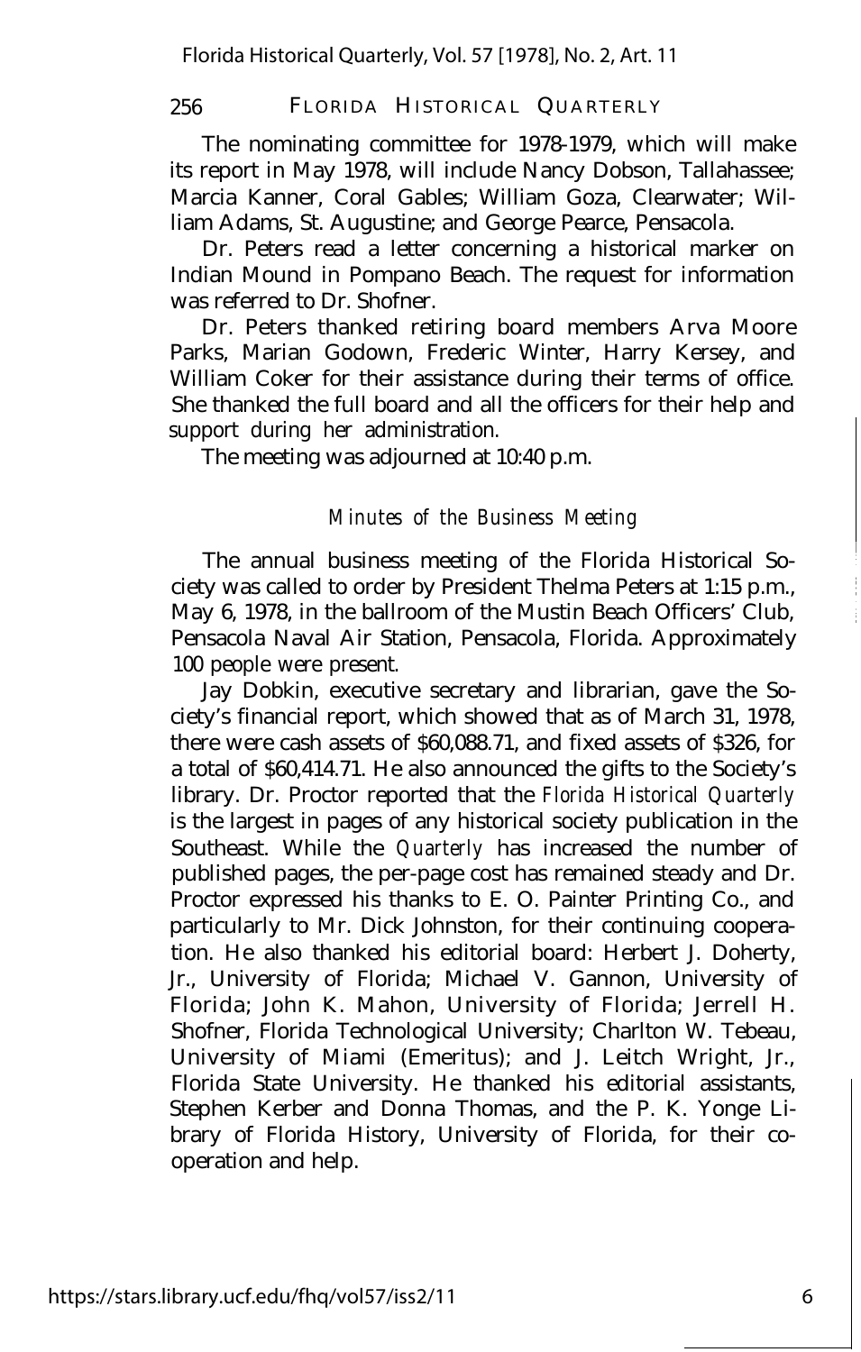The nominating committee for 1978-1979, which will make its report in May 1978, will include Nancy Dobson, Tallahassee; Marcia Kanner, Coral Gables; William Goza, Clearwater; William Adams, St. Augustine; and George Pearce, Pensacola.

Dr. Peters read a letter concerning a historical marker on Indian Mound in Pompano Beach. The request for information was referred to Dr. Shofner.

Dr. Peters thanked retiring board members Arva Moore Parks, Marian Godown, Frederic Winter, Harry Kersey, and William Coker for their assistance during their terms of office. She thanked the full board and all the officers for their help and support during her administration.

The meeting was adjourned at 10:40 p.m.

## *Minutes of the Business Meeting*

The annual business meeting of the Florida Historical Society was called to order by President Thelma Peters at 1:15 p.m., May 6, 1978, in the ballroom of the Mustin Beach Officers' Club, Pensacola Naval Air Station, Pensacola, Florida. Approximately 100 people were present.

Jay Dobkin, executive secretary and librarian, gave the Society's financial report, which showed that as of March 31, 1978, there were cash assets of $60,088.71, and fixed assets of $326, for a total of $60,414.71. He also announced the gifts to the Society's library. Dr. Proctor reported that the *Florida Historical Quarterly* is the largest in pages of any historical society publication in the Southeast. While the *Quarterly* has increased the number of published pages, the per-page cost has remained steady and Dr. Proctor expressed his thanks to E. O. Painter Printing Co., and particularly to Mr. Dick Johnston, for their continuing cooperation. He also thanked his editorial board: Herbert J. Doherty, Jr., University of Florida; Michael V. Gannon, University of Florida; John K. Mahon, University of Florida; Jerrell H. Shofner, Florida Technological University; Charlton W. Tebeau, University of Miami (Emeritus); and J. Leitch Wright, Jr., Florida State University. He thanked his editorial assistants, Stephen Kerber and Donna Thomas, and the P. K. Yonge Library of Florida History, University of Florida, for their cooperation and help.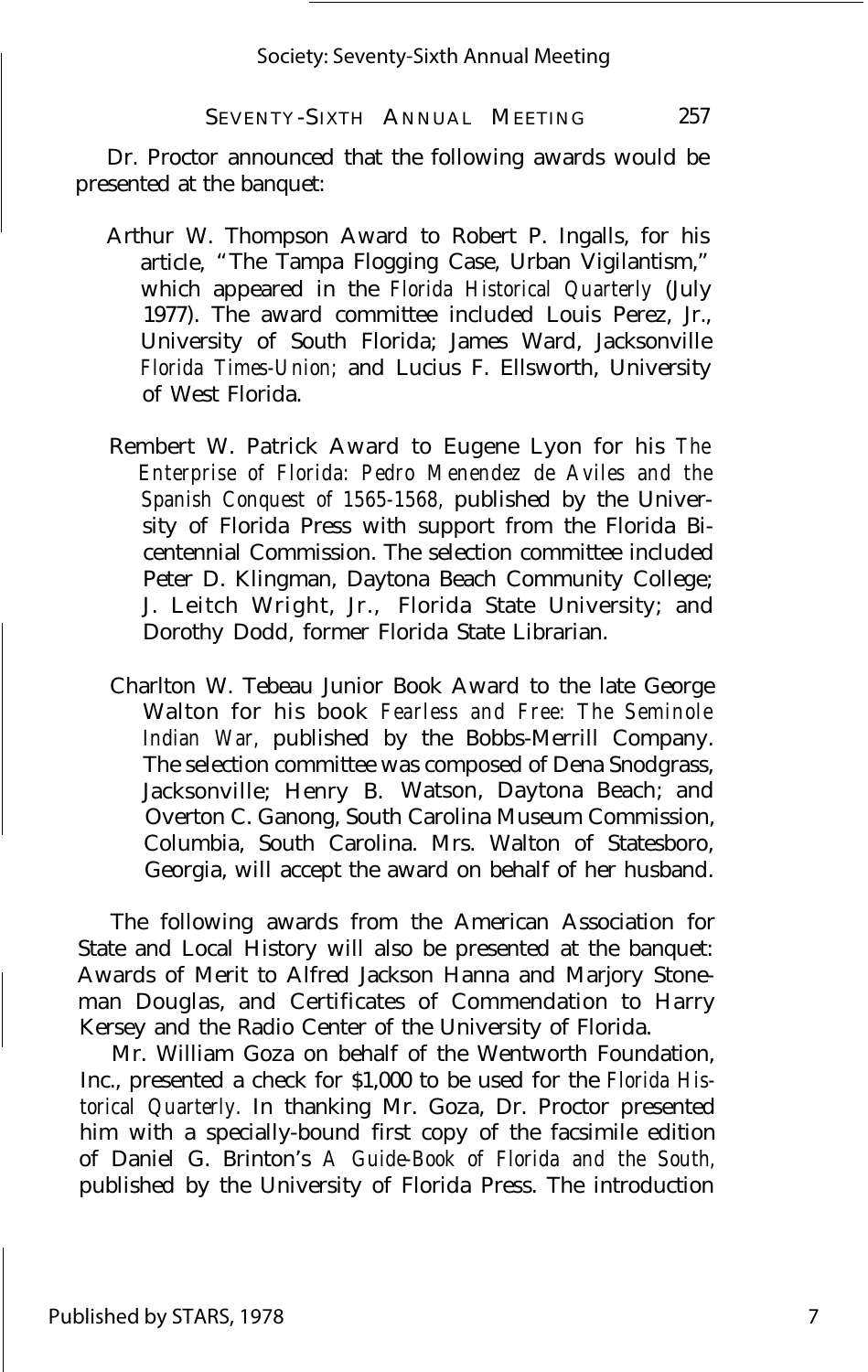Dr. Proctor announced that the following awards would be presented at the banquet:

Arthur W. Thompson Award to Robert P. Ingalls, for his article, "The Tampa Flogging Case, Urban Vigilantism," which appeared in the *Florida Historical Quarterly* (July 1977). The award committee included Louis Perez, Jr., University of South Florida; James Ward, Jacksonville *Florida Times-Union;* and Lucius F. Ellsworth, University of West Florida.

Rembert W. Patrick Award to Eugene Lyon for his *The Enterprise of Florida: Pedro Menendez de Aviles and the Spanish Conquest of 1565-1568,* published by the University of Florida Press with support from the Florida Bicentennial Commission. The selection committee included Peter D. Klingman, Daytona Beach Community College; J. Leitch Wright, Jr., Florida State University; and Dorothy Dodd, former Florida State Librarian.

Charlton W. Tebeau Junior Book Award to the late George Walton for his book *Fearless and Free: The Seminole Indian War,* published by the Bobbs-Merrill Company. The selection committee was composed of Dena Snodgrass, Jacksonville; Henry B. Watson, Daytona Beach; and Overton C. Ganong, South Carolina Museum Commission, Columbia, South Carolina. Mrs. Walton of Statesboro, Georgia, will accept the award on behalf of her husband.

The following awards from the American Association for State and Local History will also be presented at the banquet: Awards of Merit to Alfred Jackson Hanna and Marjory Stoneman Douglas, and Certificates of Commendation to Harry Kersey and the Radio Center of the University of Florida.

Mr. William Goza on behalf of the Wentworth Foundation, Inc., presented a check for $1,000 to be used for the *Florida Historical Quarterly.* In thanking Mr. Goza, Dr. Proctor presented him with a specially-bound first copy of the facsimile edition of Daniel G. Brinton's *A Guide-Book of Florida and the South,* published by the University of Florida Press. The introduction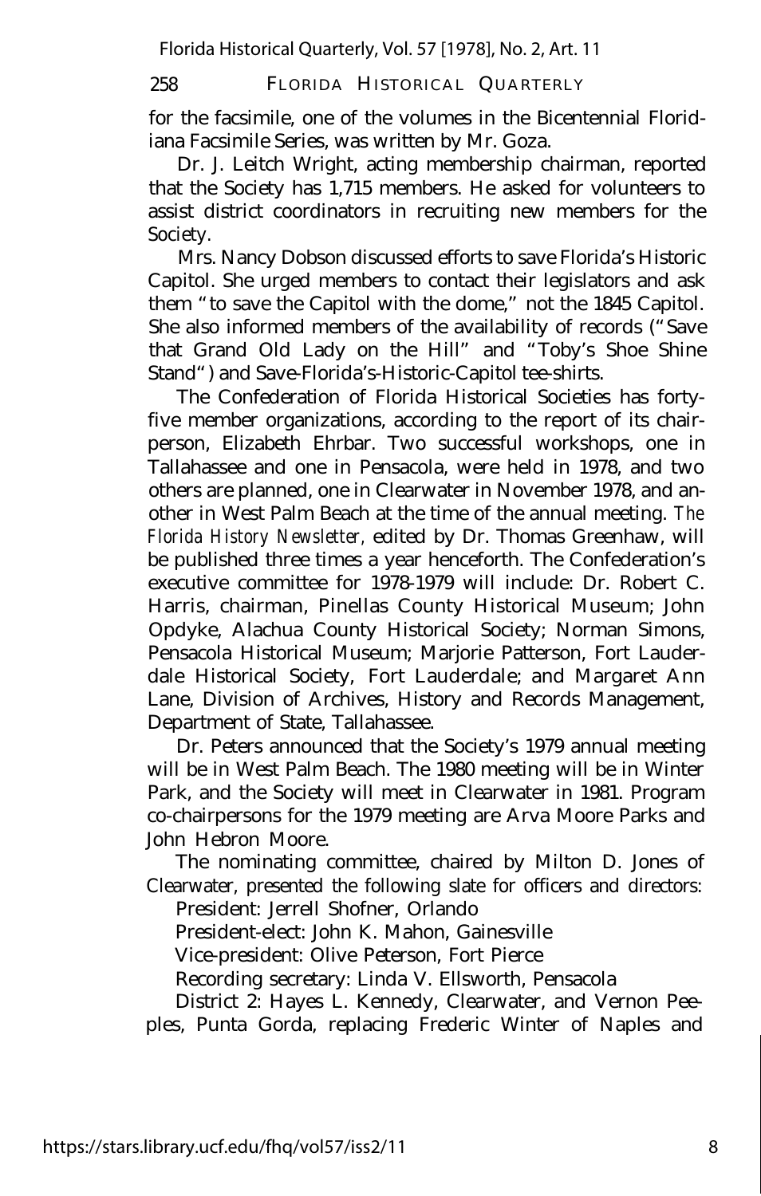for the facsimile, one of the volumes in the Bicentennial Floridiana Facsimile Series, was written by Mr. Goza.

Dr. J. Leitch Wright, acting membership chairman, reported that the Society has 1,715 members. He asked for volunteers to assist district coordinators in recruiting new members for the Society.

Mrs. Nancy Dobson discussed efforts to save Florida's Historic Capitol. She urged members to contact their legislators and ask them "to save the Capitol with the dome," not the 1845 Capitol. She also informed members of the availability of records ("Save that Grand Old Lady on the Hill" and "Toby's Shoe Shine Stand") and Save-Florida's-Historic-Capitol tee-shirts.

The Confederation of Florida Historical Societies has forty-five member organizations, according to the report of its chairperson, Elizabeth Ehrbar. Two successful workshops, one in Tallahassee and one in Pensacola, were held in 1978, and two others are planned, one in Clearwater in November 1978, and another in West Palm Beach at the time of the annual meeting. *The Florida History Newsletter,* edited by Dr. Thomas Greenhaw, will be published three times a year henceforth. The Confederation's executive committee for 1978-1979 will include: Dr. Robert C. Harris, chairman, Pinellas County Historical Museum; John Opdyke, Alachua County Historical Society; Norman Simons, Pensacola Historical Museum; Marjorie Patterson, Fort Lauderdale Historical Society, Fort Lauderdale; and Margaret Ann Lane, Division of Archives, History and Records Management, Department of State, Tallahassee.

Dr. Peters announced that the Society's 1979 annual meeting will be in West Palm Beach. The 1980 meeting will be in Winter Park, and the Society will meet in Clearwater in 1981. Program co-chairpersons for the 1979 meeting are Arva Moore Parks and John Hebron Moore.

The nominating committee, chaired by Milton D. Jones of Clearwater, presented the following slate for officers and directors:

President: Jerrell Shofner, Orlando

President-elect: John K. Mahon, Gainesville

Vice-president: Olive Peterson, Fort Pierce

Recording secretary: Linda V. Ellsworth, Pensacola

District 2: Hayes L. Kennedy, Clearwater, and Vernon Peeples, Punta Gorda, replacing Frederic Winter of Naples and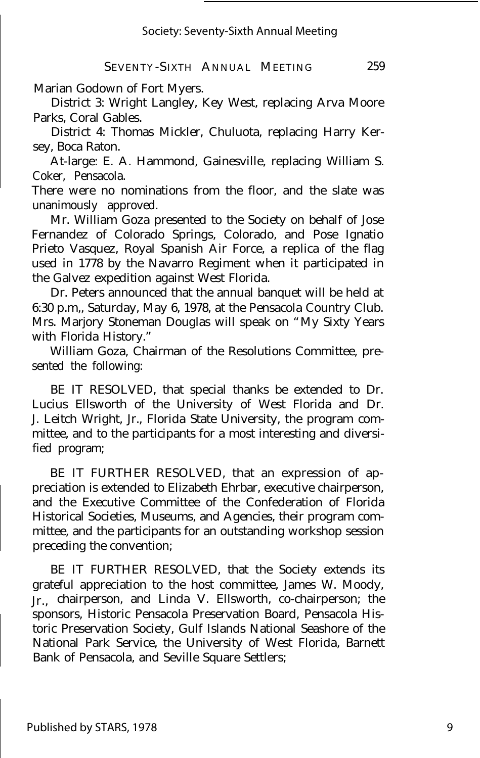Marian Godown of Fort Myers.

District 3: Wright Langley, Key West, replacing Arva Moore Parks, Coral Gables.

District 4: Thomas Mickler, Chuluota, replacing Harry Kersey, Boca Raton.

At-large: E. A. Hammond, Gainesville, replacing William S. Coker, Pensacola.

There were no nominations from the floor, and the slate was unanimously approved.

Mr. William Goza presented to the Society on behalf of Jose Fernandez of Colorado Springs, Colorado, and Pose Ignatio Prieto Vasquez, Royal Spanish Air Force, a replica of the flag used in 1778 by the Navarro Regiment when it participated in the Galvez expedition against West Florida.

Dr. Peters announced that the annual banquet will be held at 6:30 p.m,, Saturday, May 6, 1978, at the Pensacola Country Club. Mrs. Marjory Stoneman Douglas will speak on "My Sixty Years with Florida History."

William Goza, Chairman of the Resolutions Committee, presented the following:

BE IT RESOLVED, that special thanks be extended to Dr. Lucius Ellsworth of the University of West Florida and Dr. J. Leitch Wright, Jr., Florida State University, the program committee, and to the participants for a most interesting and diversified program;

BE IT FURTHER RESOLVED, that an expression of appreciation is extended to Elizabeth Ehrbar, executive chairperson, and the Executive Committee of the Confederation of Florida Historical Societies, Museums, and Agencies, their program committee, and the participants for an outstanding workshop session preceding the convention;

BE IT FURTHER RESOLVED, that the Society extends its grateful appreciation to the host committee, James W. Moody, Jr., chairperson, and Linda V. Ellsworth, co-chairperson; the sponsors, Historic Pensacola Preservation Board, Pensacola Historic Preservation Society, Gulf Islands National Seashore of the National Park Service, the University of West Florida, Barnett Bank of Pensacola, and Seville Square Settlers;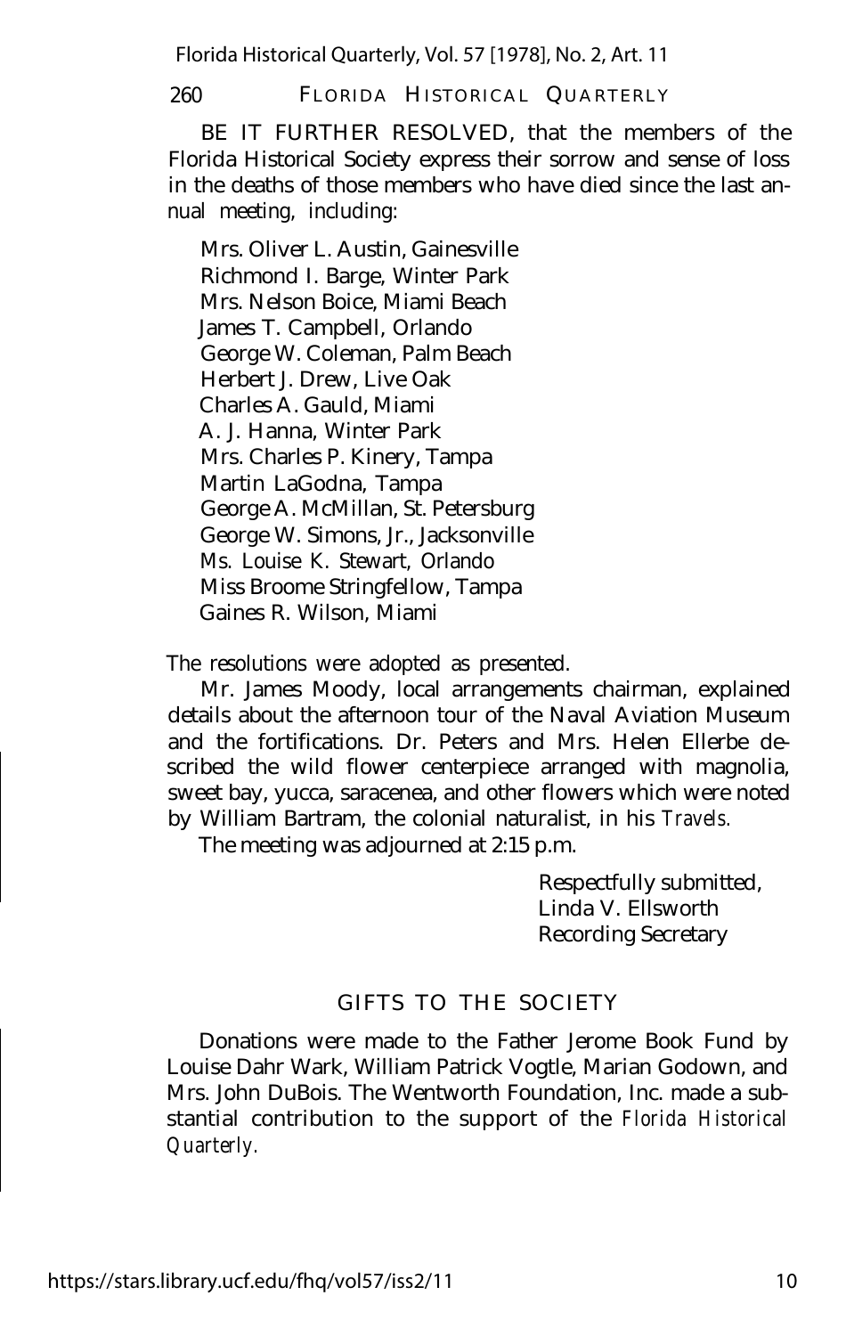BE IT FURTHER RESOLVED, that the members of the Florida Historical Society express their sorrow and sense of loss in the deaths of those members who have died since the last annual meeting, including:

Mrs. Oliver L. Austin, Gainesville
Richmond I. Barge, Winter Park
Mrs. Nelson Boice, Miami Beach
James T. Campbell, Orlando
George W. Coleman, Palm Beach
Herbert J. Drew, Live Oak
Charles A. Gauld, Miami
A. J. Hanna, Winter Park
Mrs. Charles P. Kinery, Tampa
Martin LaGodna, Tampa
George A. McMillan, St. Petersburg
George W. Simons, Jr., Jacksonville
Ms. Louise K. Stewart, Orlando
Miss Broome Stringfellow, Tampa
Gaines R. Wilson, Miami

The resolutions were adopted as presented.

Mr. James Moody, local arrangements chairman, explained details about the afternoon tour of the Naval Aviation Museum and the fortifications. Dr. Peters and Mrs. Helen Ellerbe described the wild flower centerpiece arranged with magnolia, sweet bay, yucca, saracenea, and other flowers which were noted by William Bartram, the colonial naturalist, in his *Travels.*

The meeting was adjourned at 2:15 p.m.

Respectfully submitted,
Linda V. Ellsworth
Recording Secretary

## GIFTS TO THE SOCIETY

Donations were made to the Father Jerome Book Fund by Louise Dahr Wark, William Patrick Vogtle, Marian Godown, and Mrs. John DuBois. The Wentworth Foundation, Inc. made a substantial contribution to the support of the *Florida Historical Quarterly.*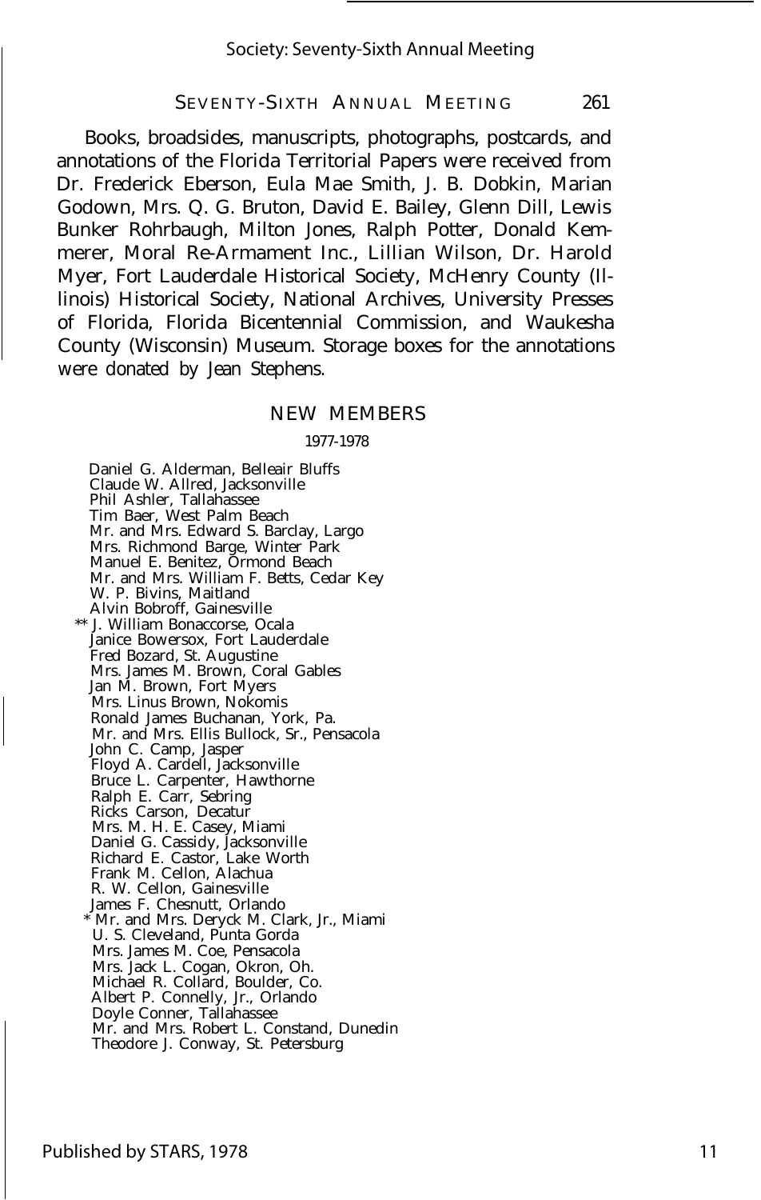Books, broadsides, manuscripts, photographs, postcards, and annotations of the Florida Territorial Papers were received from Dr. Frederick Eberson, Eula Mae Smith, J. B. Dobkin, Marian Godown, Mrs. Q. G. Bruton, David E. Bailey, Glenn Dill, Lewis Bunker Rohrbaugh, Milton Jones, Ralph Potter, Donald Kemmerer, Moral Re-Armament Inc., Lillian Wilson, Dr. Harold Myer, Fort Lauderdale Historical Society, McHenry County (Illinois) Historical Society, National Archives, University Presses of Florida, Florida Bicentennial Commission, and Waukesha County (Wisconsin) Museum. Storage boxes for the annotations were donated by Jean Stephens.

## NEW MEMBERS

1977-1978

Daniel G. Alderman, Belleair Bluffs
Claude W. Allred, Jacksonville
Phil Ashler, Tallahassee
Tim Baer, West Palm Beach
Mr. and Mrs. Edward S. Barclay, Largo
Mrs. Richmond Barge, Winter Park
Manuel E. Benitez, Ormond Beach
Mr. and Mrs. William F. Betts, Cedar Key
W. P. Bivins, Maitland
Alvin Bobroff, Gainesville
** J. William Bonaccorse, Ocala
Janice Bowersox, Fort Lauderdale
Fred Bozard, St. Augustine
Mrs. James M. Brown, Coral Gables
Jan M. Brown, Fort Myers
Mrs. Linus Brown, Nokomis
Ronald James Buchanan, York, Pa.
Mr. and Mrs. Ellis Bullock, Sr., Pensacola
John C. Camp, Jasper
Floyd A. Cardell, Jacksonville
Bruce L. Carpenter, Hawthorne
Ralph E. Carr, Sebring
Ricks Carson, Decatur
Mrs. M. H. E. Casey, Miami
Daniel G. Cassidy, Jacksonville
Richard E. Castor, Lake Worth
Frank M. Cellon, Alachua
R. W. Cellon, Gainesville
James F. Chesnutt, Orlando
* Mr. and Mrs. Deryck M. Clark, Jr., Miami
U. S. Cleveland, Punta Gorda
Mrs. James M. Coe, Pensacola
Mrs. Jack L. Cogan, Okron, Oh.
Michael R. Collard, Boulder, Co.
Albert P. Connelly, Jr., Orlando
Doyle Conner, Tallahassee
Mr. and Mrs. Robert L. Constand, Dunedin
Theodore J. Conway, St. Petersburg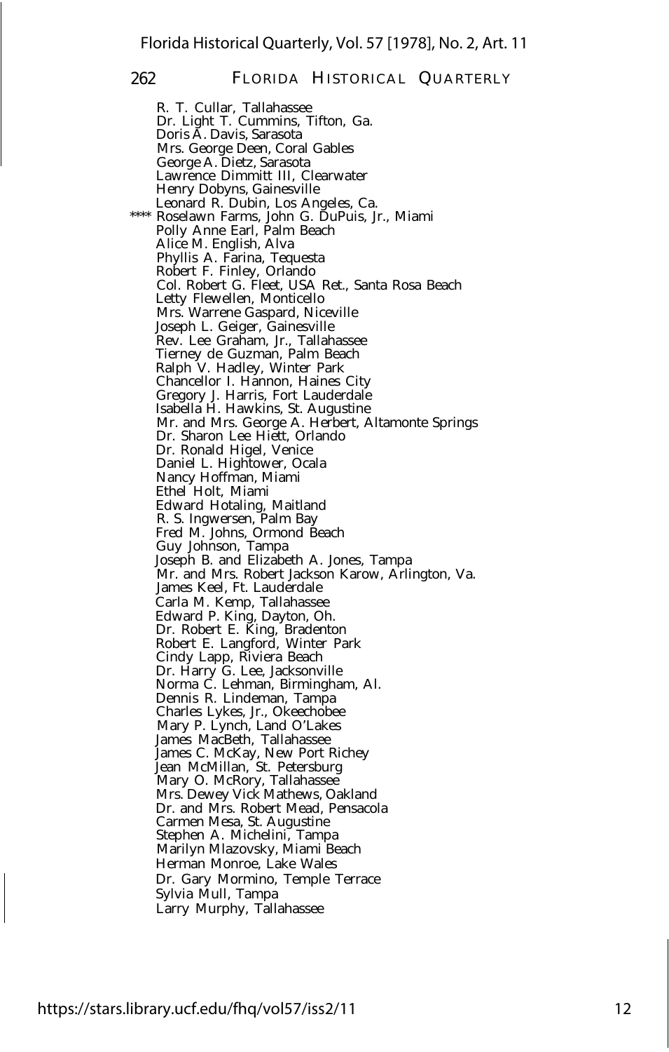R. T. Cullar, Tallahassee
Dr. Light T. Cummins, Tifton, Ga.
Doris A. Davis, Sarasota
Mrs. George Deen, Coral Gables
George A. Dietz, Sarasota
Lawrence Dimmitt III, Clearwater
Henry Dobyns, Gainesville
Leonard R. Dubin, Los Angeles, Ca.
**** Roselawn Farms, John G. DuPuis, Jr., Miami
Polly Anne Earl, Palm Beach
Alice M. English, Alva
Phyllis A. Farina, Tequesta
Robert F. Finley, Orlando
Col. Robert G. Fleet, USA Ret., Santa Rosa Beach
Letty Flewellen, Monticello
Mrs. Warrene Gaspard, Niceville
Joseph L. Geiger, Gainesville
Rev. Lee Graham, Jr., Tallahassee
Tierney de Guzman, Palm Beach
Ralph V. Hadley, Winter Park
Chancellor I. Hannon, Haines City
Gregory J. Harris, Fort Lauderdale
Isabella H. Hawkins, St. Augustine
Mr. and Mrs. George A. Herbert, Altamonte Springs
Dr. Sharon Lee Hiett, Orlando
Dr. Ronald Higel, Venice
Daniel L. Hightower, Ocala
Nancy Hoffman, Miami
Ethel Holt, Miami
Edward Hotaling, Maitland
R. S. Ingwersen, Palm Bay
Fred M. Johns, Ormond Beach
Guy Johnson, Tampa
Joseph B. and Elizabeth A. Jones, Tampa
Mr. and Mrs. Robert Jackson Karow, Arlington, Va.
James Keel, Ft. Lauderdale
Carla M. Kemp, Tallahassee
Edward P. King, Dayton, Oh.
Dr. Robert E. King, Bradenton
Robert E. Langford, Winter Park
Cindy Lapp, Riviera Beach
Dr. Harry G. Lee, Jacksonville
Norma C. Lehman, Birmingham, Al.
Dennis R. Lindeman, Tampa
Charles Lykes, Jr., Okeechobee
Mary P. Lynch, Land O'Lakes
James MacBeth, Tallahassee
James C. McKay, New Port Richey
Jean McMillan, St. Petersburg
Mary O. McRory, Tallahassee
Mrs. Dewey Vick Mathews, Oakland
Dr. and Mrs. Robert Mead, Pensacola
Carmen Mesa, St. Augustine
Stephen A. Michelini, Tampa
Marilyn Mlazovsky, Miami Beach
Herman Monroe, Lake Wales
Dr. Gary Mormino, Temple Terrace
Sylvia Mull, Tampa
Larry Murphy, Tallahassee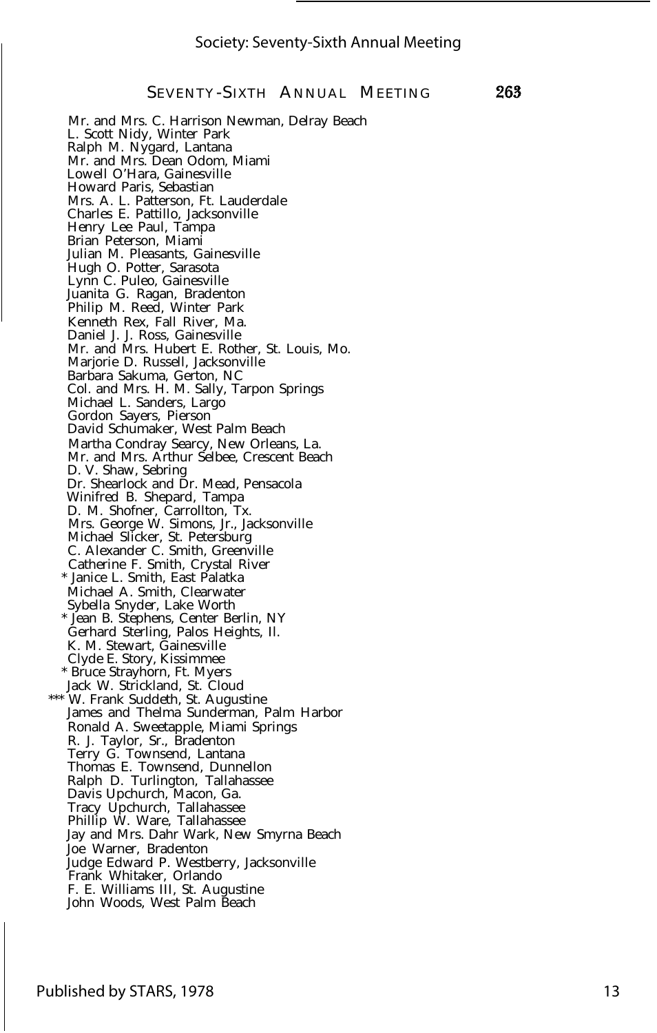Mr. and Mrs. C. Harrison Newman, Delray Beach
L. Scott Nidy, Winter Park
Ralph M. Nygard, Lantana
Mr. and Mrs. Dean Odom, Miami
Lowell O'Hara, Gainesville
Howard Paris, Sebastian
Mrs. A. L. Patterson, Ft. Lauderdale
Charles E. Pattillo, Jacksonville
Henry Lee Paul, Tampa
Brian Peterson, Miami
Julian M. Pleasants, Gainesville
Hugh O. Potter, Sarasota
Lynn C. Puleo, Gainesville
Juanita G. Ragan, Bradenton
Philip M. Reed, Winter Park
Kenneth Rex, Fall River, Ma.
Daniel J. J. Ross, Gainesville
Mr. and Mrs. Hubert E. Rother, St. Louis, Mo.
Marjorie D. Russell, Jacksonville
Barbara Sakuma, Gerton, NC
Col. and Mrs. H. M. Sally, Tarpon Springs
Michael L. Sanders, Largo
Gordon Sayers, Pierson
David Schumaker, West Palm Beach
Martha Condray Searcy, New Orleans, La.
Mr. and Mrs. Arthur Selbee, Crescent Beach
D. V. Shaw, Sebring
Dr. Shearlock and Dr. Mead, Pensacola
Winifred B. Shepard, Tampa
D. M. Shofner, Carrollton, Tx.
Mrs. George W. Simons, Jr., Jacksonville
Michael Slicker, St. Petersburg
C. Alexander C. Smith, Greenville
Catherine F. Smith, Crystal River
* Janice L. Smith, East Palatka
Michael A. Smith, Clearwater
Sybella Snyder, Lake Worth
* Jean B. Stephens, Center Berlin, NY
Gerhard Sterling, Palos Heights, Il.
K. M. Stewart, Gainesville
Clyde E. Story, Kissimmee
* Bruce Strayhorn, Ft. Myers
Jack W. Strickland, St. Cloud
*** W. Frank Suddeth, St. Augustine
James and Thelma Sunderman, Palm Harbor
Ronald A. Sweetapple, Miami Springs
R. J. Taylor, Sr., Bradenton
Terry G. Townsend, Lantana
Thomas E. Townsend, Dunnellon
Ralph D. Turlington, Tallahassee
Davis Upchurch, Macon, Ga.
Tracy Upchurch, Tallahassee
Phillip W. Ware, Tallahassee
Jay and Mrs. Dahr Wark, New Smyrna Beach
Joe Warner, Bradenton
Judge Edward P. Westberry, Jacksonville
Frank Whitaker, Orlando
F. E. Williams III, St. Augustine
John Woods, West Palm Beach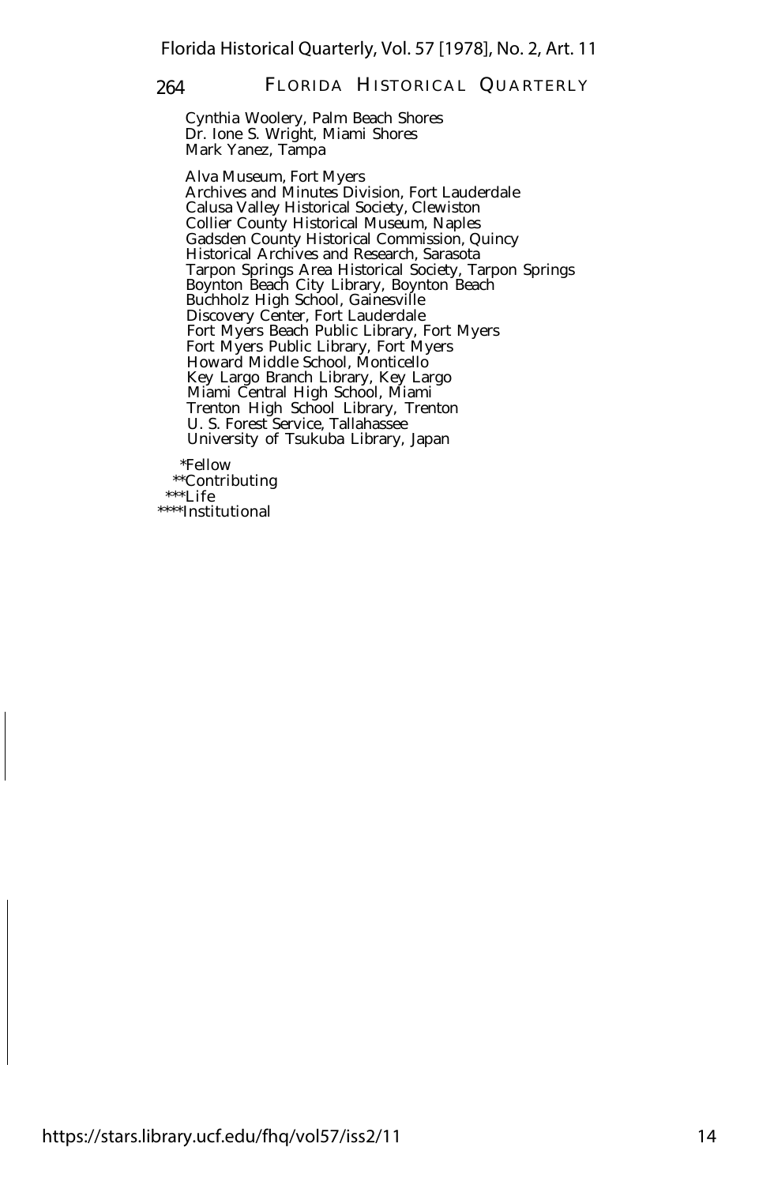Cynthia Woolery, Palm Beach Shores
Dr. Ione S. Wright, Miami Shores
Mark Yanez, Tampa

Alva Museum, Fort Myers
Archives and Minutes Division, Fort Lauderdale
Calusa Valley Historical Society, Clewiston
Collier County Historical Museum, Naples
Gadsden County Historical Commission, Quincy
Historical Archives and Research, Sarasota
Tarpon Springs Area Historical Society, Tarpon Springs
Boynton Beach City Library, Boynton Beach
Buchholz High School, Gainesville
Discovery Center, Fort Lauderdale
Fort Myers Beach Public Library, Fort Myers
Fort Myers Public Library, Fort Myers
Howard Middle School, Monticello
Key Largo Branch Library, Key Largo
Miami Central High School, Miami
Trenton High School Library, Trenton
U. S. Forest Service, Tallahassee
University of Tsukuba Library, Japan

*Fellow
**Contributing
***Life
****Institutional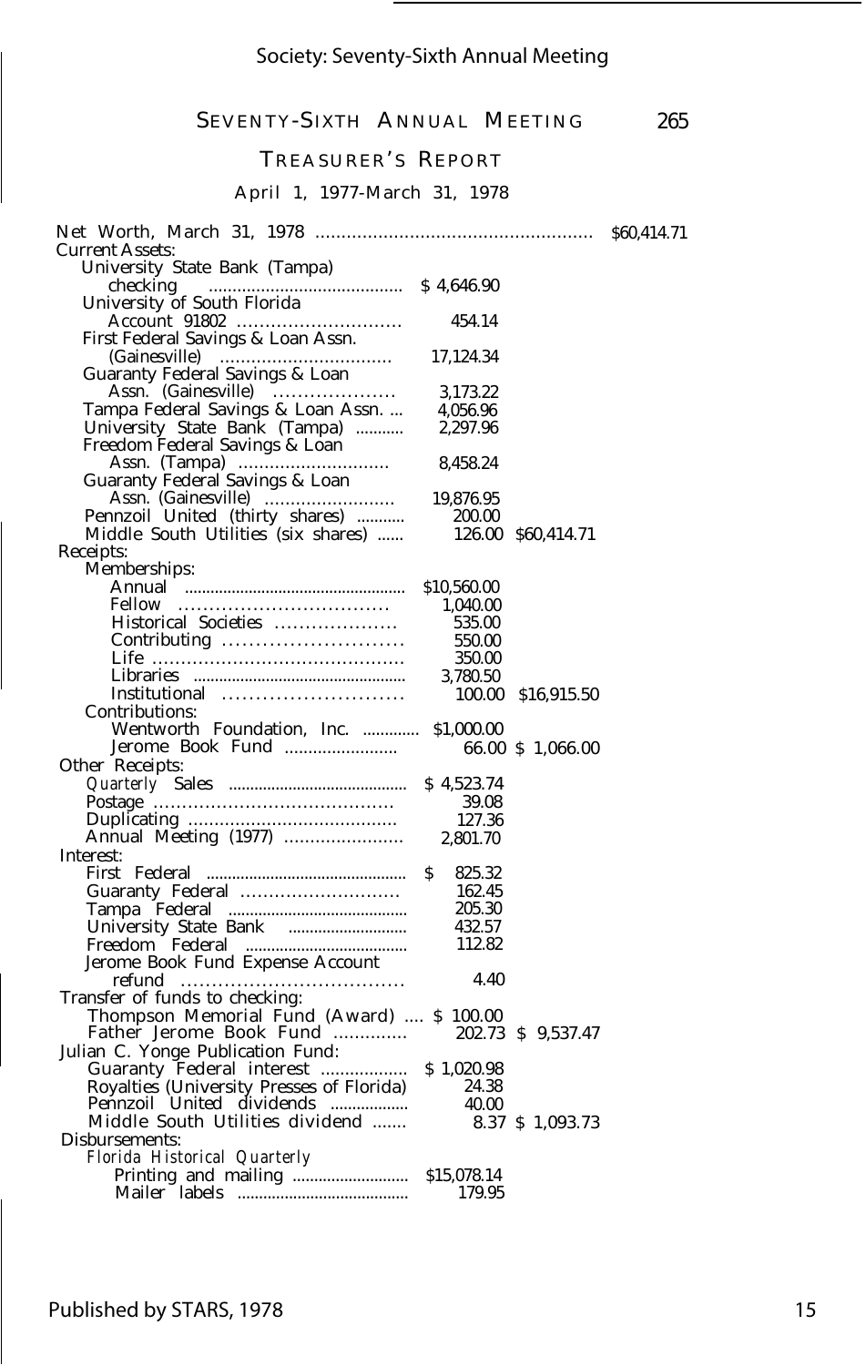# TREASURER'S REPORT

April 1, 1977-March 31, 1978

| | | | |
|---|---|---|---|
| Net Worth, March 31, 1978 | | | $60,414.71 |
| **Current Assets:** | | | |
| University State Bank (Tampa) checking | $ 4,646.90 | | |
| University of South Florida Account 91802 | 454.14 | | |
| First Federal Savings & Loan Assn. (Gainesville) | 17,124.34 | | |
| Guaranty Federal Savings & Loan Assn. (Gainesville) | 3,173.22 | | |
| Tampa Federal Savings & Loan Assn. | 4,056.96 | | |
| University State Bank (Tampa) | 2,297.96 | | |
| Freedom Federal Savings & Loan Assn. (Tampa) | 8,458.24 | | |
| Guaranty Federal Savings & Loan Assn. (Gainesville) | 19,876.95 | | |
| Pennzoil United (thirty shares) | 200.00 | | |
| Middle South Utilities (six shares) | 126.00 | $60,414.71 | |
| **Receipts:** | | | |
| Memberships: | | | |
| Annual | $10,560.00 | | |
| Fellow | 1,040.00 | | |
| Historical Societies | 535.00 | | |
| Contributing | 550.00 | | |
| Life | 350.00 | | |
| Libraries | 3,780.50 | | |
| Institutional | 100.00 | $16,915.50 | |
| Contributions: | | | |
| Wentworth Foundation, Inc. | $1,000.00 | | |
| Jerome Book Fund | 66.00 | $ 1,066.00 | |
| **Other Receipts:** | | | |
| *Quarterly* Sales | $ 4,523.74 | | |
| Postage | 39.08 | | |
| Duplicating | 127.36 | | |
| Annual Meeting (1977) | 2,801.70 | | |
| **Interest:** | | | |
| First Federal | $ 825.32 | | |
| Guaranty Federal | 162.45 | | |
| Tampa Federal | 205.30 | | |
| University State Bank | 432.57 | | |
| Freedom Federal | 112.82 | | |
| Jerome Book Fund Expense Account refund | 4.40 | | |
| **Transfer of funds to checking:** | | | |
| Thompson Memorial Fund (Award) | $ 100.00 | | |
| Father Jerome Book Fund | 202.73 | $ 9,537.47 | |
| **Julian C. Yonge Publication Fund:** | | | |
| Guaranty Federal interest | $ 1,020.98 | | |
| Royalties (University Presses of Florida) | 24.38 | | |
| Pennzoil United dividends | 40.00 | | |
| Middle South Utilities dividend | 8.37 | $ 1,093.73 | |
| **Disbursements:** | | | |
| *Florida Historical Quarterly* | | | |
| Printing and mailing | $15,078.14 | | |
| Mailer labels | 179.95 | | |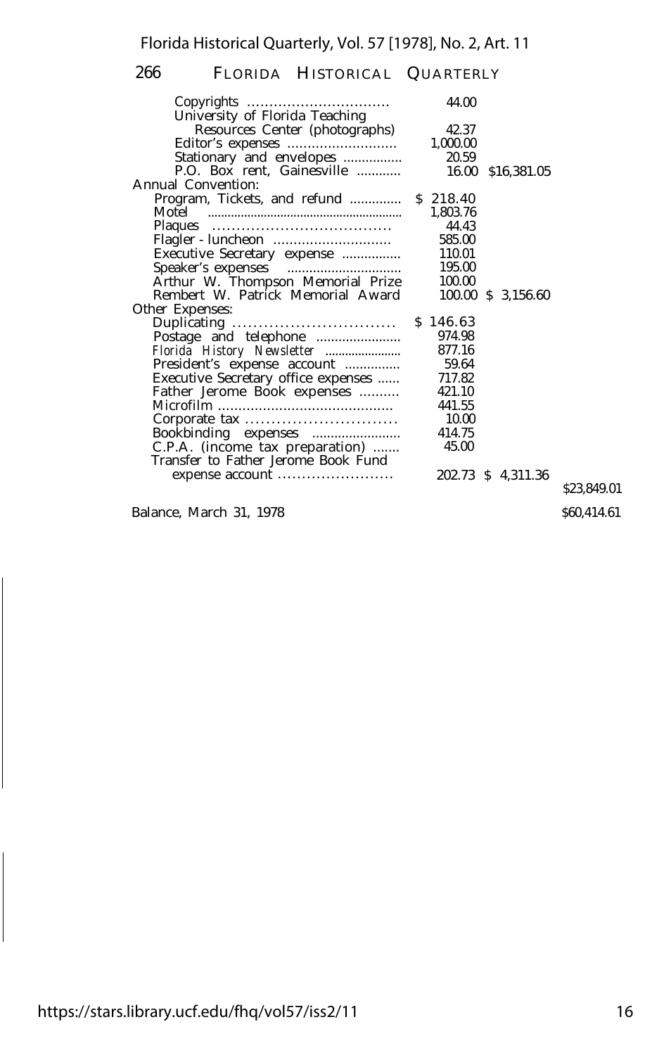| | | | |
|---|---|---|---|
| Copyrights | 44.00 | | |
| University of Florida Teaching Resources Center (photographs) | 42.37 | | |
| Editor's expenses | 1,000.00 | | |
| Stationary and envelopes | 20.59 | | |
| P.O. Box rent, Gainesville | 16.00 | $16,381.05 | |
| **Annual Convention:** | | | |
| Program, Tickets, and refund | $ 218.40 | | |
| Motel | 1,803.76 | | |
| Plaques | 44.43 | | |
| Flagler - luncheon | 585.00 | | |
| Executive Secretary expense | 110.01 | | |
| Speaker's expenses | 195.00 | | |
| Arthur W. Thompson Memorial Prize | 100.00 | | |
| Rembert W. Patrick Memorial Award | 100.00 | $ 3,156.60 | |
| **Other Expenses:** | | | |
| Duplicating | $ 146.63 | | |
| Postage and telephone | 974.98 | | |
| *Florida History Newsletter* | 877.16 | | |
| President's expense account | 59.64 | | |
| Executive Secretary office expenses | 717.82 | | |
| Father Jerome Book expenses | 421.10 | | |
| Microfilm | 441.55 | | |
| Corporate tax | 10.00 | | |
| Bookbinding expenses | 414.75 | | |
| C.P.A. (income tax preparation) | 45.00 | | |
| Transfer to Father Jerome Book Fund expense account | 202.73 | $ 4,311.36 | |
| | | | $23,849.01 |
| Balance, March 31, 1978 | | | $60,414.61 |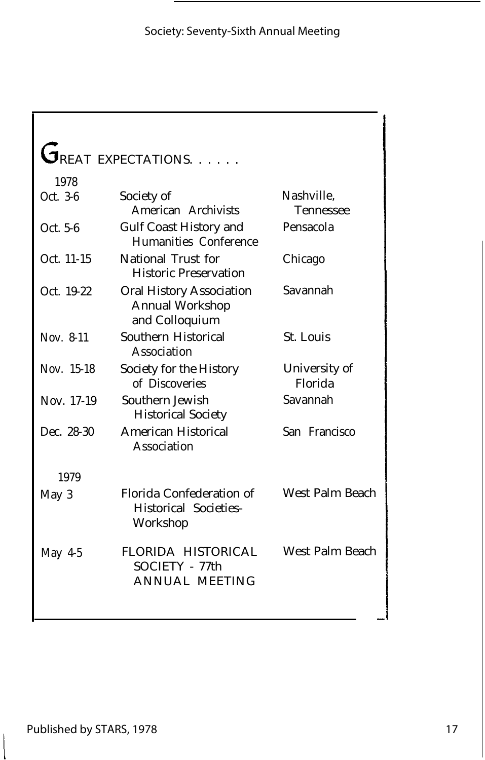# GREAT EXPECTATIONS. . . . . .

| | | |
|---|---|---|
| **1978** | | |
| Oct. 3-6 | Society of American Archivists | Nashville, Tennessee |
| Oct. 5-6 | Gulf Coast History and Humanities Conference | Pensacola |
| Oct. 11-15 | National Trust for Historic Preservation | Chicago |
| Oct. 19-22 | Oral History Association Annual Workshop and Colloquium | Savannah |
| Nov. 8-11 | Southern Historical Association | St. Louis |
| Nov. 15-18 | Society for the History of Discoveries | University of Florida |
| Nov. 17-19 | Southern Jewish Historical Society | Savannah |
| Dec. 28-30 | American Historical Association | San Francisco |
| **1979** | | |
| May 3 | Florida Confederation of Historical Societies-Workshop | West Palm Beach |
| May 4-5 | FLORIDA HISTORICAL SOCIETY - 77th ANNUAL MEETING | West Palm Beach |